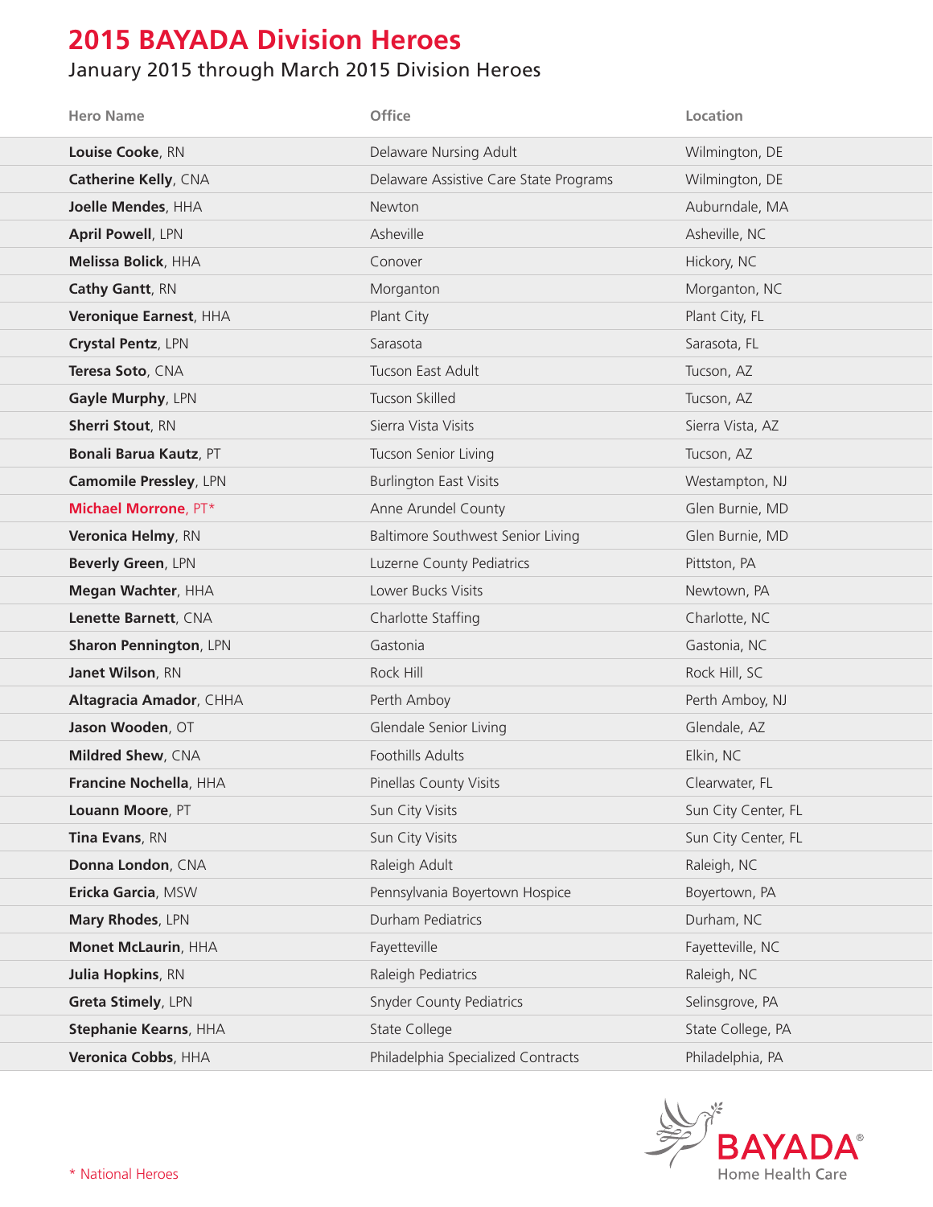# 2015 BAYADA Division Heroes

## January 2015 through March 2015 Division Heroes

| Hero Name | Office | Location |
|---|---|---|
| **Louise Cooke**, RN | Delaware Nursing Adult | Wilmington, DE |
| **Catherine Kelly**, CNA | Delaware Assistive Care State Programs | Wilmington, DE |
| **Joelle Mendes**, HHA | Newton | Auburndale, MA |
| **April Powell**, LPN | Asheville | Asheville, NC |
| **Melissa Bolick**, HHA | Conover | Hickory, NC |
| **Cathy Gantt**, RN | Morganton | Morganton, NC |
| **Veronique Earnest**, HHA | Plant City | Plant City, FL |
| **Crystal Pentz**, LPN | Sarasota | Sarasota, FL |
| **Teresa Soto**, CNA | Tucson East Adult | Tucson, AZ |
| **Gayle Murphy**, LPN | Tucson Skilled | Tucson, AZ |
| **Sherri Stout**, RN | Sierra Vista Visits | Sierra Vista, AZ |
| **Bonali Barua Kautz**, PT | Tucson Senior Living | Tucson, AZ |
| **Camomile Pressley**, LPN | Burlington East Visits | Westampton, NJ |
| **Michael Morrone**, PT* | Anne Arundel County | Glen Burnie, MD |
| **Veronica Helmy**, RN | Baltimore Southwest Senior Living | Glen Burnie, MD |
| **Beverly Green**, LPN | Luzerne County Pediatrics | Pittston, PA |
| **Megan Wachter**, HHA | Lower Bucks Visits | Newtown, PA |
| **Lenette Barnett**, CNA | Charlotte Staffing | Charlotte, NC |
| **Sharon Pennington**, LPN | Gastonia | Gastonia, NC |
| **Janet Wilson**, RN | Rock Hill | Rock Hill, SC |
| **Altagracia Amador**, CHHA | Perth Amboy | Perth Amboy, NJ |
| **Jason Wooden**, OT | Glendale Senior Living | Glendale, AZ |
| **Mildred Shew**, CNA | Foothills Adults | Elkin, NC |
| **Francine Nochella**, HHA | Pinellas County Visits | Clearwater, FL |
| **Louann Moore**, PT | Sun City Visits | Sun City Center, FL |
| **Tina Evans**, RN | Sun City Visits | Sun City Center, FL |
| **Donna London**, CNA | Raleigh Adult | Raleigh, NC |
| **Ericka Garcia**, MSW | Pennsylvania Boyertown Hospice | Boyertown, PA |
| **Mary Rhodes**, LPN | Durham Pediatrics | Durham, NC |
| **Monet McLaurin**, HHA | Fayetteville | Fayetteville, NC |
| **Julia Hopkins**, RN | Raleigh Pediatrics | Raleigh, NC |
| **Greta Stimely**, LPN | Snyder County Pediatrics | Selinsgrove, PA |
| **Stephanie Kearns**, HHA | State College | State College, PA |
| **Veronica Cobbs**, HHA | Philadelphia Specialized Contracts | Philadelphia, PA |

* National Heroes

BAYADA® Home Health Care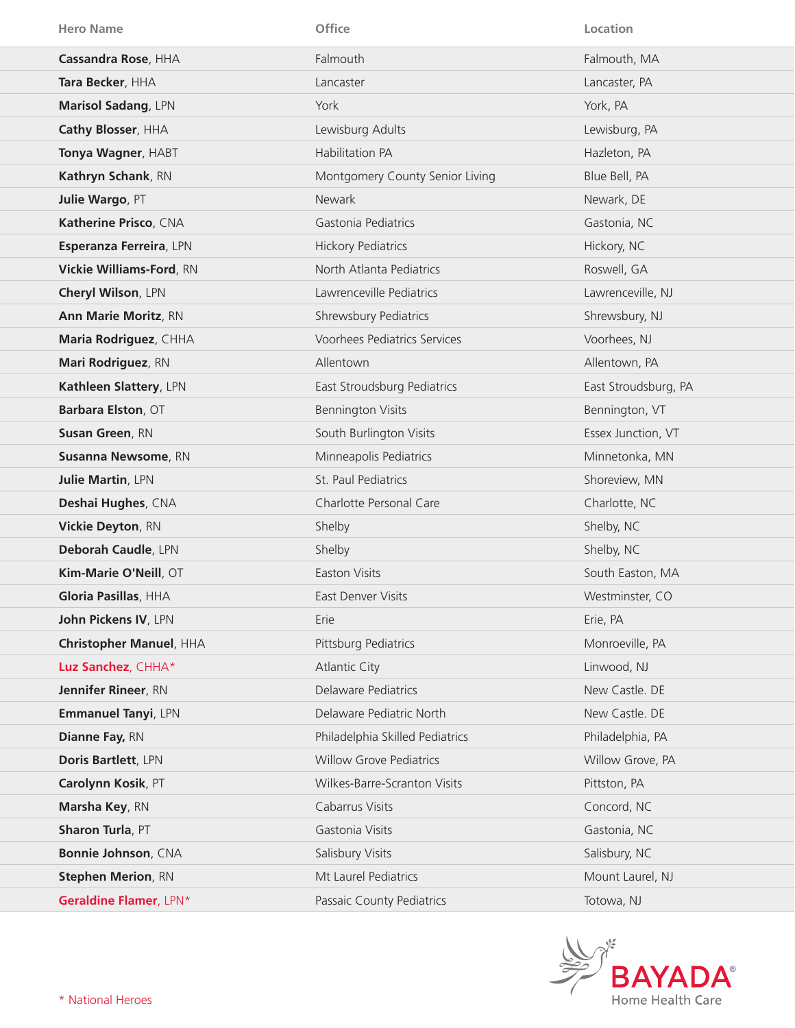| Hero Name | Office | Location |
| --- | --- | --- |
| **Cassandra Rose**, HHA | Falmouth | Falmouth, MA |
| **Tara Becker**, HHA | Lancaster | Lancaster, PA |
| **Marisol Sadang**, LPN | York | York, PA |
| **Cathy Blosser**, HHA | Lewisburg Adults | Lewisburg, PA |
| **Tonya Wagner**, HABT | Habilitation PA | Hazleton, PA |
| **Kathryn Schank**, RN | Montgomery County Senior Living | Blue Bell, PA |
| **Julie Wargo**, PT | Newark | Newark, DE |
| **Katherine Prisco**, CNA | Gastonia Pediatrics | Gastonia, NC |
| **Esperanza Ferreira**, LPN | Hickory Pediatrics | Hickory, NC |
| **Vickie Williams-Ford**, RN | North Atlanta Pediatrics | Roswell, GA |
| **Cheryl Wilson**, LPN | Lawrenceville Pediatrics | Lawrenceville, NJ |
| **Ann Marie Moritz**, RN | Shrewsbury Pediatrics | Shrewsbury, NJ |
| **Maria Rodriguez**, CHHA | Voorhees Pediatrics Services | Voorhees, NJ |
| **Mari Rodriguez**, RN | Allentown | Allentown, PA |
| **Kathleen Slattery**, LPN | East Stroudsburg Pediatrics | East Stroudsburg, PA |
| **Barbara Elston**, OT | Bennington Visits | Bennington, VT |
| **Susan Green**, RN | South Burlington Visits | Essex Junction, VT |
| **Susanna Newsome**, RN | Minneapolis Pediatrics | Minnetonka, MN |
| **Julie Martin**, LPN | St. Paul Pediatrics | Shoreview, MN |
| **Deshai Hughes**, CNA | Charlotte Personal Care | Charlotte, NC |
| **Vickie Deyton**, RN | Shelby | Shelby, NC |
| **Deborah Caudle**, LPN | Shelby | Shelby, NC |
| **Kim-Marie O'Neill**, OT | Easton Visits | South Easton, MA |
| **Gloria Pasillas**, HHA | East Denver Visits | Westminster, CO |
| **John Pickens IV**, LPN | Erie | Erie, PA |
| **Christopher Manuel**, HHA | Pittsburg Pediatrics | Monroeville, PA |
| **Luz Sanchez**, CHHA* | Atlantic City | Linwood, NJ |
| **Jennifer Rineer**, RN | Delaware Pediatrics | New Castle. DE |
| **Emmanuel Tanyi**, LPN | Delaware Pediatric North | New Castle. DE |
| **Dianne Fay,** RN | Philadelphia Skilled Pediatrics | Philadelphia, PA |
| **Doris Bartlett**, LPN | Willow Grove Pediatrics | Willow Grove, PA |
| **Carolynn Kosik**, PT | Wilkes-Barre-Scranton Visits | Pittston, PA |
| **Marsha Key**, RN | Cabarrus Visits | Concord, NC |
| **Sharon Turla**, PT | Gastonia Visits | Gastonia, NC |
| **Bonnie Johnson**, CNA | Salisbury Visits | Salisbury, NC |
| **Stephen Merion**, RN | Mt Laurel Pediatrics | Mount Laurel, NJ |
| **Geraldine Flamer**, LPN* | Passaic County Pediatrics | Totowa, NJ |

\* National Heroes

BAYADA® Home Health Care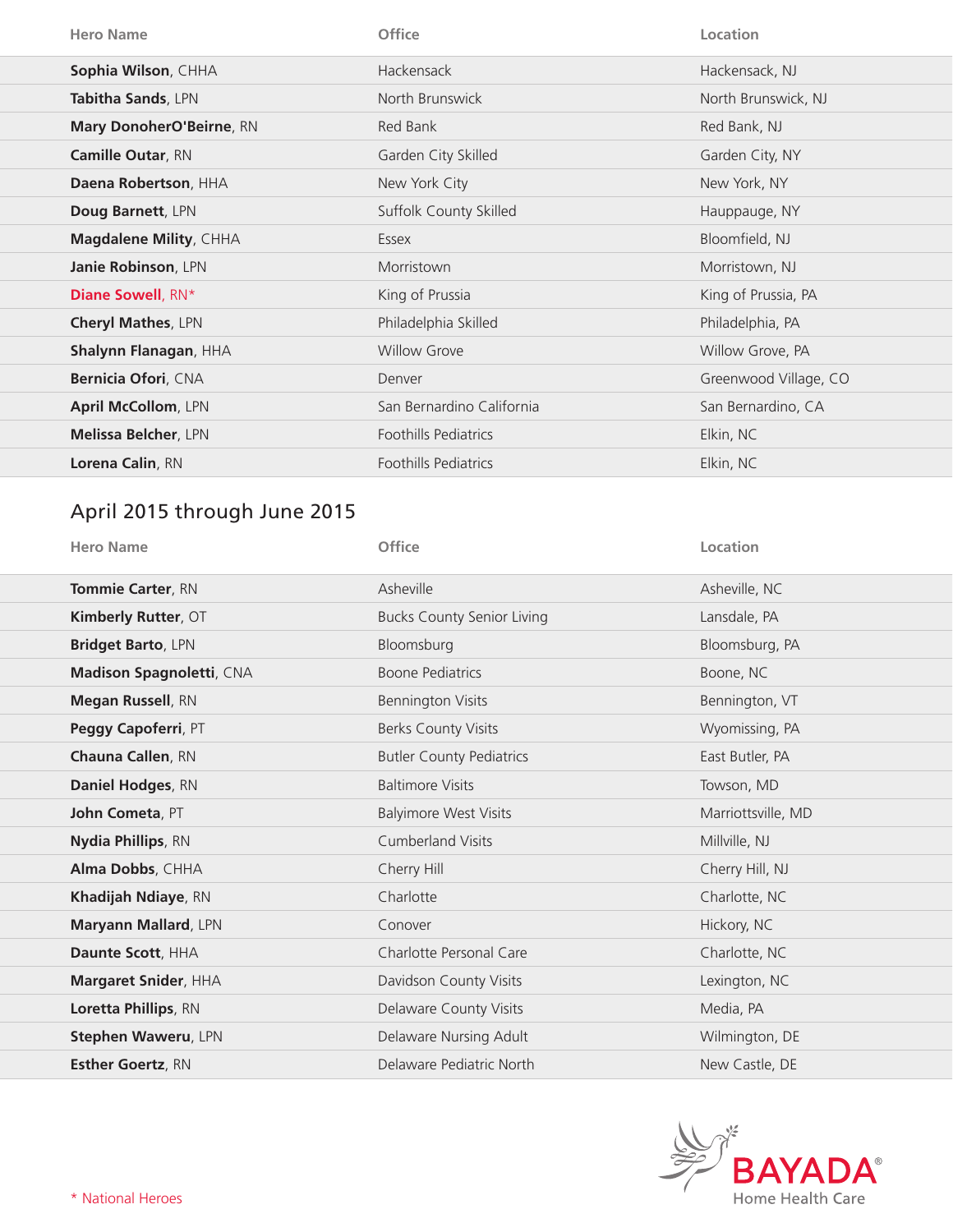| Hero Name | Office | Location |
|---|---|---|
| **Sophia Wilson**, CHHA | Hackensack | Hackensack, NJ |
| **Tabitha Sands**, LPN | North Brunswick | North Brunswick, NJ |
| **Mary DonoherO'Beirne**, RN | Red Bank | Red Bank, NJ |
| **Camille Outar**, RN | Garden City Skilled | Garden City, NY |
| **Daena Robertson**, HHA | New York City | New York, NY |
| **Doug Barnett**, LPN | Suffolk County Skilled | Hauppauge, NY |
| **Magdalene Mility**, CHHA | Essex | Bloomfield, NJ |
| **Janie Robinson**, LPN | Morristown | Morristown, NJ |
| **Diane Sowell**, RN* | King of Prussia | King of Prussia, PA |
| **Cheryl Mathes**, LPN | Philadelphia Skilled | Philadelphia, PA |
| **Shalynn Flanagan**, HHA | Willow Grove | Willow Grove, PA |
| **Bernicia Ofori**, CNA | Denver | Greenwood Village, CO |
| **April McCollom**, LPN | San Bernardino California | San Bernardino, CA |
| **Melissa Belcher**, LPN | Foothills Pediatrics | Elkin, NC |
| **Lorena Calin**, RN | Foothills Pediatrics | Elkin, NC |

## April 2015 through June 2015

| Hero Name | Office | Location |
|---|---|---|
| **Tommie Carter**, RN | Asheville | Asheville, NC |
| **Kimberly Rutter**, OT | Bucks County Senior Living | Lansdale, PA |
| **Bridget Barto**, LPN | Bloomsburg | Bloomsburg, PA |
| **Madison Spagnoletti**, CNA | Boone Pediatrics | Boone, NC |
| **Megan Russell**, RN | Bennington Visits | Bennington, VT |
| **Peggy Capoferri**, PT | Berks County Visits | Wyomissing, PA |
| **Chauna Callen**, RN | Butler County Pediatrics | East Butler, PA |
| **Daniel Hodges**, RN | Baltimore Visits | Towson, MD |
| **John Cometa**, PT | Balyimore West Visits | Marriottsville, MD |
| **Nydia Phillips**, RN | Cumberland Visits | Millville, NJ |
| **Alma Dobbs**, CHHA | Cherry Hill | Cherry Hill, NJ |
| **Khadijah Ndiaye**, RN | Charlotte | Charlotte, NC |
| **Maryann Mallard**, LPN | Conover | Hickory, NC |
| **Daunte Scott**, HHA | Charlotte Personal Care | Charlotte, NC |
| **Margaret Snider**, HHA | Davidson County Visits | Lexington, NC |
| **Loretta Phillips**, RN | Delaware County Visits | Media, PA |
| **Stephen Waweru**, LPN | Delaware Nursing Adult | Wilmington, DE |
| **Esther Goertz**, RN | Delaware Pediatric North | New Castle, DE |

* National Heroes

BAYADA® Home Health Care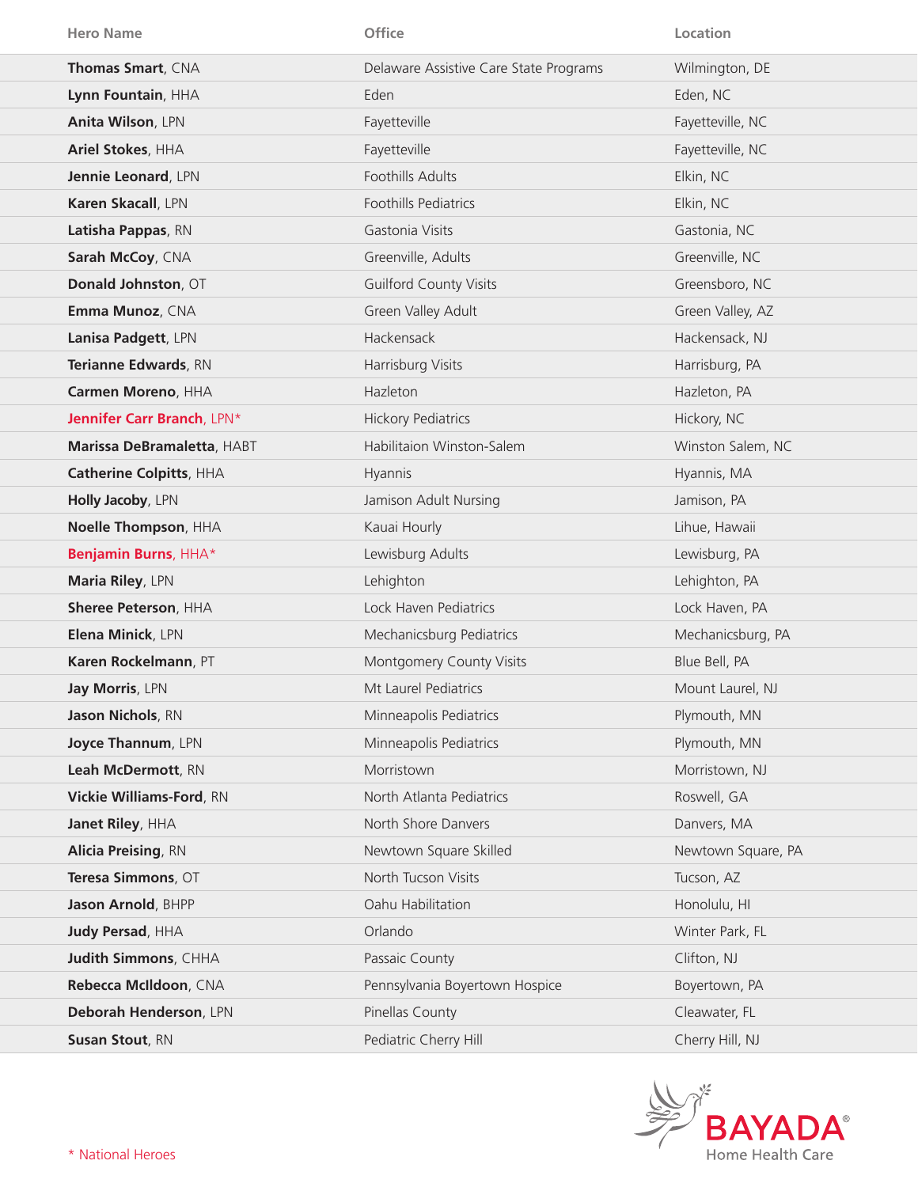| Hero Name | Office | Location |
|---|---|---|
| **Thomas Smart**, CNA | Delaware Assistive Care State Programs | Wilmington, DE |
| **Lynn Fountain**, HHA | Eden | Eden, NC |
| **Anita Wilson**, LPN | Fayetteville | Fayetteville, NC |
| **Ariel Stokes**, HHA | Fayetteville | Fayetteville, NC |
| **Jennie Leonard**, LPN | Foothills Adults | Elkin, NC |
| **Karen Skacall**, LPN | Foothills Pediatrics | Elkin, NC |
| **Latisha Pappas**, RN | Gastonia Visits | Gastonia, NC |
| **Sarah McCoy**, CNA | Greenville, Adults | Greenville, NC |
| **Donald Johnston**, OT | Guilford County Visits | Greensboro, NC |
| **Emma Munoz**, CNA | Green Valley Adult | Green Valley, AZ |
| **Lanisa Padgett**, LPN | Hackensack | Hackensack, NJ |
| **Terianne Edwards**, RN | Harrisburg Visits | Harrisburg, PA |
| **Carmen Moreno**, HHA | Hazleton | Hazleton, PA |
| **Jennifer Carr Branch**, LPN* | Hickory Pediatrics | Hickory, NC |
| **Marissa DeBramaletta**, HABT | Habilitaion Winston-Salem | Winston Salem, NC |
| **Catherine Colpitts**, HHA | Hyannis | Hyannis, MA |
| **Holly Jacoby**, LPN | Jamison Adult Nursing | Jamison, PA |
| **Noelle Thompson**, HHA | Kauai Hourly | Lihue, Hawaii |
| **Benjamin Burns**, HHA* | Lewisburg Adults | Lewisburg, PA |
| **Maria Riley**, LPN | Lehighton | Lehighton, PA |
| **Sheree Peterson**, HHA | Lock Haven Pediatrics | Lock Haven, PA |
| **Elena Minick**, LPN | Mechanicsburg Pediatrics | Mechanicsburg, PA |
| **Karen Rockelmann**, PT | Montgomery County Visits | Blue Bell, PA |
| **Jay Morris**, LPN | Mt Laurel Pediatrics | Mount Laurel, NJ |
| **Jason Nichols**, RN | Minneapolis Pediatrics | Plymouth, MN |
| **Joyce Thannum**, LPN | Minneapolis Pediatrics | Plymouth, MN |
| **Leah McDermott**, RN | Morristown | Morristown, NJ |
| **Vickie Williams-Ford**, RN | North Atlanta Pediatrics | Roswell, GA |
| **Janet Riley**, HHA | North Shore Danvers | Danvers, MA |
| **Alicia Preising**, RN | Newtown Square Skilled | Newtown Square, PA |
| **Teresa Simmons**, OT | North Tucson Visits | Tucson, AZ |
| **Jason Arnold**, BHPP | Oahu Habilitation | Honolulu, HI |
| **Judy Persad**, HHA | Orlando | Winter Park, FL |
| **Judith Simmons**, CHHA | Passaic County | Clifton, NJ |
| **Rebecca McIldoon**, CNA | Pennsylvania Boyertown Hospice | Boyertown, PA |
| **Deborah Henderson**, LPN | Pinellas County | Cleawater, FL |
| **Susan Stout**, RN | Pediatric Cherry Hill | Cherry Hill, NJ |

* National Heroes

BAYADA® Home Health Care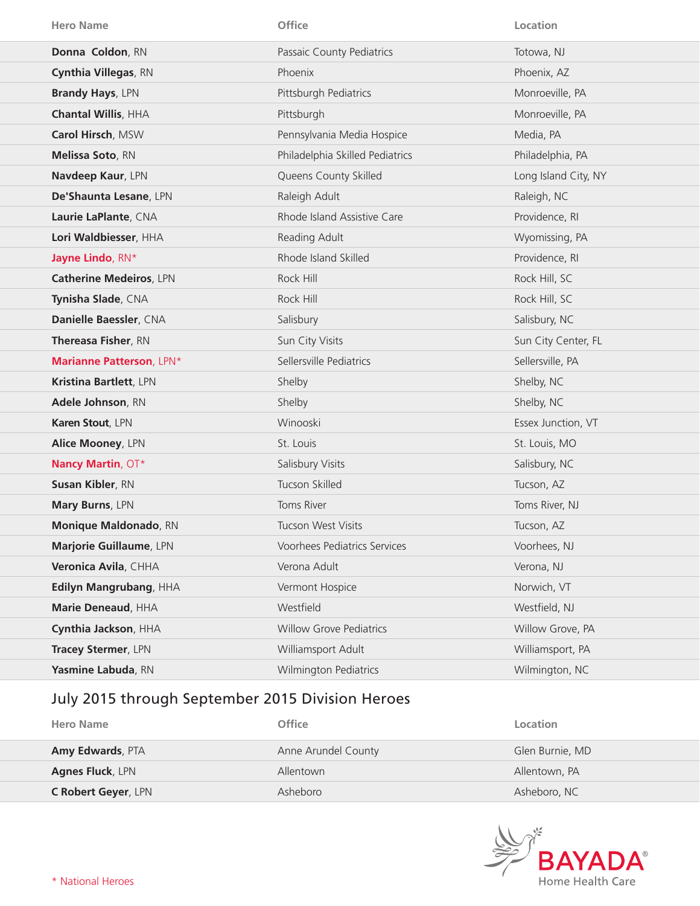| Hero Name | Office | Location |
|---|---|---|
| **Donna Coldon**, RN | Passaic County Pediatrics | Totowa, NJ |
| **Cynthia Villegas**, RN | Phoenix | Phoenix, AZ |
| **Brandy Hays**, LPN | Pittsburgh Pediatrics | Monroeville, PA |
| **Chantal Willis**, HHA | Pittsburgh | Monroeville, PA |
| **Carol Hirsch**, MSW | Pennsylvania Media Hospice | Media, PA |
| **Melissa Soto**, RN | Philadelphia Skilled Pediatrics | Philadelphia, PA |
| **Navdeep Kaur**, LPN | Queens County Skilled | Long Island City, NY |
| **De'Shaunta Lesane**, LPN | Raleigh Adult | Raleigh, NC |
| **Laurie LaPlante**, CNA | Rhode Island Assistive Care | Providence, RI |
| **Lori Waldbiesser**, HHA | Reading Adult | Wyomissing, PA |
| **Jayne Lindo**, RN* | Rhode Island Skilled | Providence, RI |
| **Catherine Medeiros**, LPN | Rock Hill | Rock Hill, SC |
| **Tynisha Slade**, CNA | Rock Hill | Rock Hill, SC |
| **Danielle Baessler**, CNA | Salisbury | Salisbury, NC |
| **Thereasa Fisher**, RN | Sun City Visits | Sun City Center, FL |
| **Marianne Patterson**, LPN* | Sellersville Pediatrics | Sellersville, PA |
| **Kristina Bartlett**, LPN | Shelby | Shelby, NC |
| **Adele Johnson**, RN | Shelby | Shelby, NC |
| **Karen Stout**, LPN | Winooski | Essex Junction, VT |
| **Alice Mooney**, LPN | St. Louis | St. Louis, MO |
| **Nancy Martin**, OT* | Salisbury Visits | Salisbury, NC |
| **Susan Kibler**, RN | Tucson Skilled | Tucson, AZ |
| **Mary Burns**, LPN | Toms River | Toms River, NJ |
| **Monique Maldonado**, RN | Tucson West Visits | Tucson, AZ |
| **Marjorie Guillaume**, LPN | Voorhees Pediatrics Services | Voorhees, NJ |
| **Veronica Avila**, CHHA | Verona Adult | Verona, NJ |
| **Edilyn Mangrubang**, HHA | Vermont Hospice | Norwich, VT |
| **Marie Deneaud**, HHA | Westfield | Westfield, NJ |
| **Cynthia Jackson**, HHA | Willow Grove Pediatrics | Willow Grove, PA |
| **Tracey Stermer**, LPN | Williamsport Adult | Williamsport, PA |
| **Yasmine Labuda**, RN | Wilmington Pediatrics | Wilmington, NC |

## July 2015 through September 2015 Division Heroes

| Hero Name | Office | Location |
|---|---|---|
| **Amy Edwards**, PTA | Anne Arundel County | Glen Burnie, MD |
| **Agnes Fluck**, LPN | Allentown | Allentown, PA |
| **C Robert Geyer**, LPN | Asheboro | Asheboro, NC |

\* National Heroes

BAYADA® Home Health Care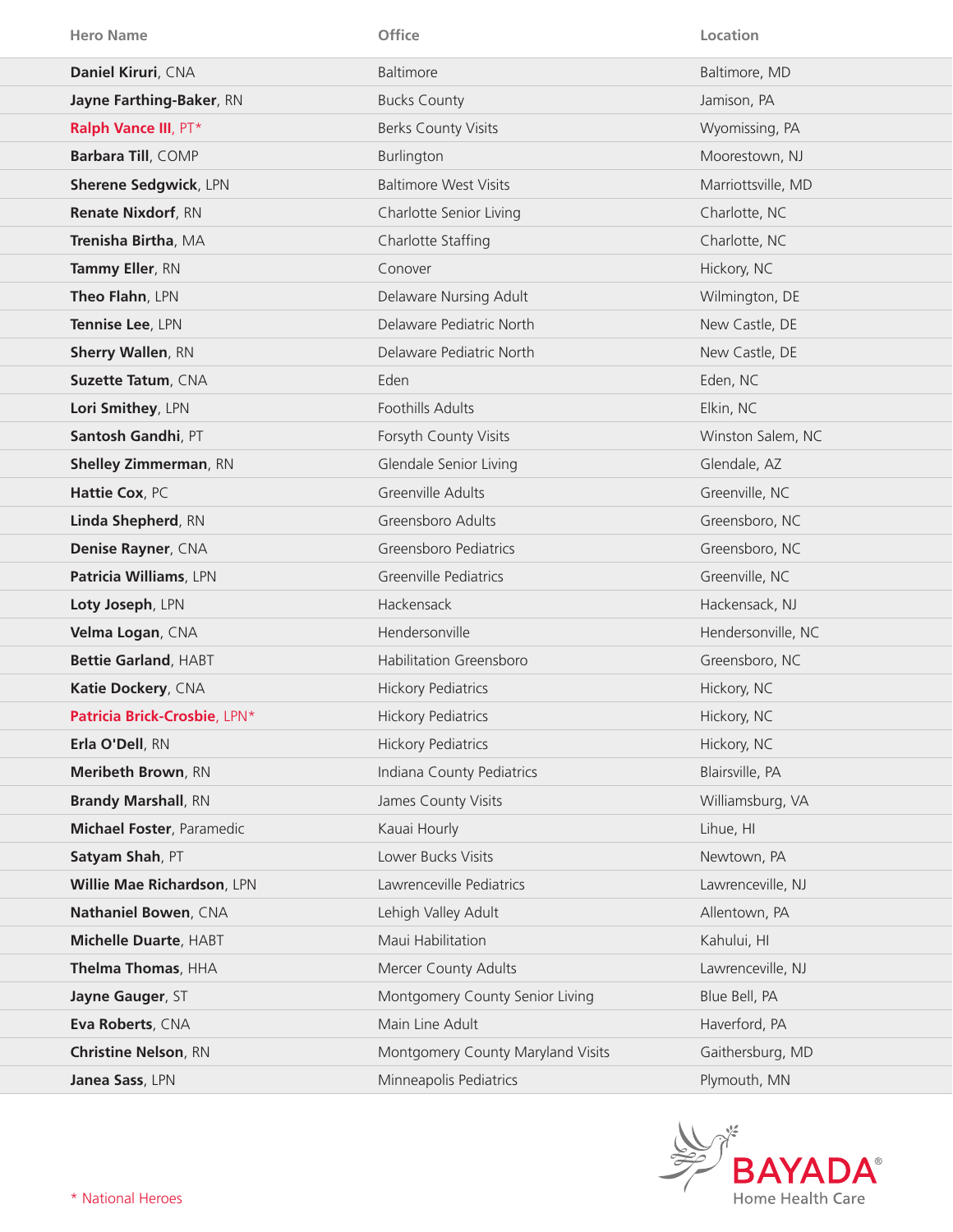| Hero Name | Office | Location |
|---|---|---|
| **Daniel Kiruri**, CNA | Baltimore | Baltimore, MD |
| **Jayne Farthing-Baker**, RN | Bucks County | Jamison, PA |
| **Ralph Vance III**, PT* | Berks County Visits | Wyomissing, PA |
| **Barbara Till**, COMP | Burlington | Moorestown, NJ |
| **Sherene Sedgwick**, LPN | Baltimore West Visits | Marriottsville, MD |
| **Renate Nixdorf**, RN | Charlotte Senior Living | Charlotte, NC |
| **Trenisha Birtha**, MA | Charlotte Staffing | Charlotte, NC |
| **Tammy Eller**, RN | Conover | Hickory, NC |
| **Theo Flahn**, LPN | Delaware Nursing Adult | Wilmington, DE |
| **Tennise Lee**, LPN | Delaware Pediatric North | New Castle, DE |
| **Sherry Wallen**, RN | Delaware Pediatric North | New Castle, DE |
| **Suzette Tatum**, CNA | Eden | Eden, NC |
| **Lori Smithey**, LPN | Foothills Adults | Elkin, NC |
| **Santosh Gandhi**, PT | Forsyth County Visits | Winston Salem, NC |
| **Shelley Zimmerman**, RN | Glendale Senior Living | Glendale, AZ |
| **Hattie Cox**, PC | Greenville Adults | Greenville, NC |
| **Linda Shepherd**, RN | Greensboro Adults | Greensboro, NC |
| **Denise Rayner**, CNA | Greensboro Pediatrics | Greensboro, NC |
| **Patricia Williams**, LPN | Greenville Pediatrics | Greenville, NC |
| **Loty Joseph**, LPN | Hackensack | Hackensack, NJ |
| **Velma Logan**, CNA | Hendersonville | Hendersonville, NC |
| **Bettie Garland**, HABT | Habilitation Greensboro | Greensboro, NC |
| **Katie Dockery**, CNA | Hickory Pediatrics | Hickory, NC |
| **Patricia Brick-Crosbie**, LPN* | Hickory Pediatrics | Hickory, NC |
| **Erla O'Dell**, RN | Hickory Pediatrics | Hickory, NC |
| **Meribeth Brown**, RN | Indiana County Pediatrics | Blairsville, PA |
| **Brandy Marshall**, RN | James County Visits | Williamsburg, VA |
| **Michael Foster**, Paramedic | Kauai Hourly | Lihue, HI |
| **Satyam Shah**, PT | Lower Bucks Visits | Newtown, PA |
| **Willie Mae Richardson**, LPN | Lawrenceville Pediatrics | Lawrenceville, NJ |
| **Nathaniel Bowen**, CNA | Lehigh Valley Adult | Allentown, PA |
| **Michelle Duarte**, HABT | Maui Habilitation | Kahului, HI |
| **Thelma Thomas**, HHA | Mercer County Adults | Lawrenceville, NJ |
| **Jayne Gauger**, ST | Montgomery County Senior Living | Blue Bell, PA |
| **Eva Roberts**, CNA | Main Line Adult | Haverford, PA |
| **Christine Nelson**, RN | Montgomery County Maryland Visits | Gaithersburg, MD |
| **Janea Sass**, LPN | Minneapolis Pediatrics | Plymouth, MN |

* National Heroes

BAYADA® Home Health Care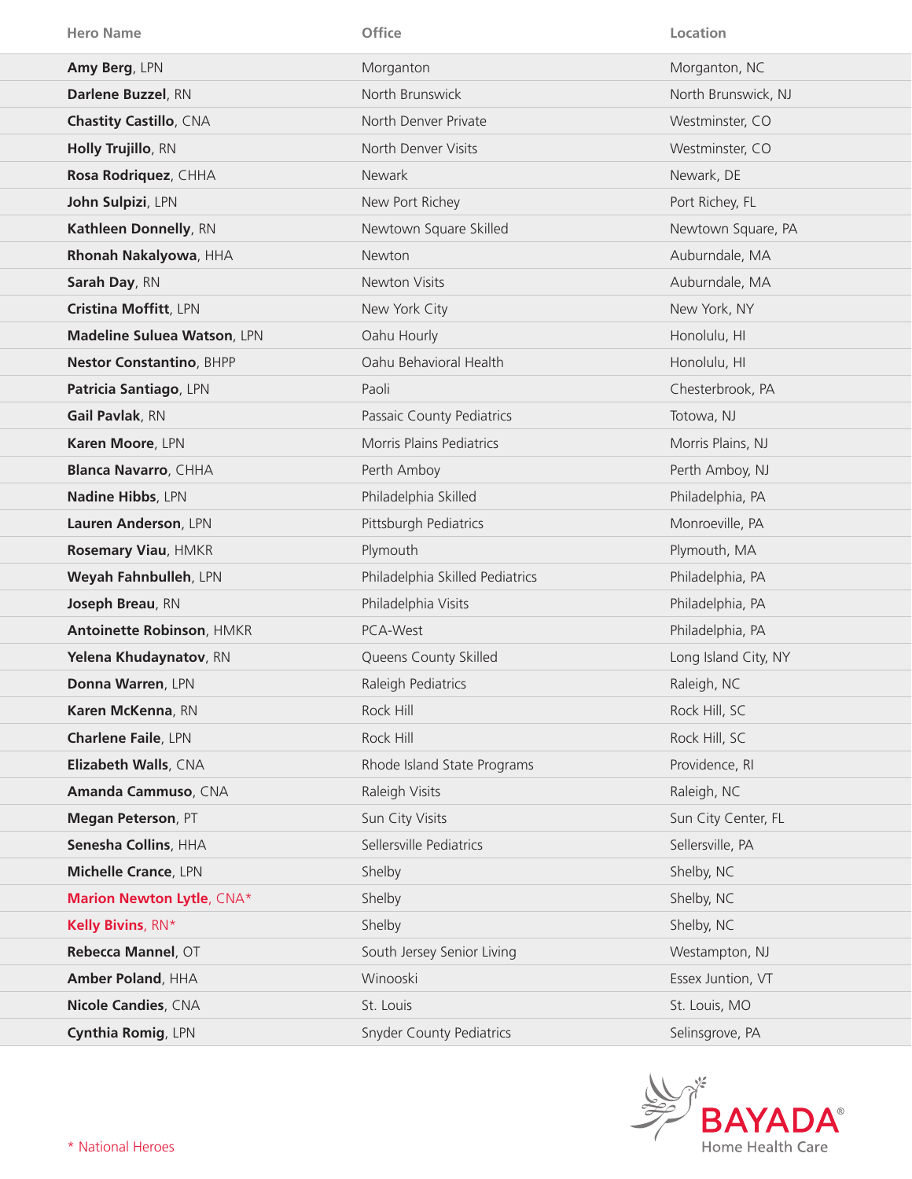| Hero Name | Office | Location |
|---|---|---|
| **Amy Berg**, LPN | Morganton | Morganton, NC |
| **Darlene Buzzel**, RN | North Brunswick | North Brunswick, NJ |
| **Chastity Castillo**, CNA | North Denver Private | Westminster, CO |
| **Holly Trujillo**, RN | North Denver Visits | Westminster, CO |
| **Rosa Rodriquez**, CHHA | Newark | Newark, DE |
| **John Sulpizi**, LPN | New Port Richey | Port Richey, FL |
| **Kathleen Donnelly**, RN | Newtown Square Skilled | Newtown Square, PA |
| **Rhonah Nakalyowa**, HHA | Newton | Auburndale, MA |
| **Sarah Day**, RN | Newton Visits | Auburndale, MA |
| **Cristina Moffitt**, LPN | New York City | New York, NY |
| **Madeline Suluea Watson**, LPN | Oahu Hourly | Honolulu, HI |
| **Nestor Constantino**, BHPP | Oahu Behavioral Health | Honolulu, HI |
| **Patricia Santiago**, LPN | Paoli | Chesterbrook, PA |
| **Gail Pavlak**, RN | Passaic County Pediatrics | Totowa, NJ |
| **Karen Moore**, LPN | Morris Plains Pediatrics | Morris Plains, NJ |
| **Blanca Navarro**, CHHA | Perth Amboy | Perth Amboy, NJ |
| **Nadine Hibbs**, LPN | Philadelphia Skilled | Philadelphia, PA |
| **Lauren Anderson**, LPN | Pittsburgh Pediatrics | Monroeville, PA |
| **Rosemary Viau**, HMKR | Plymouth | Plymouth, MA |
| **Weyah Fahnbulleh**, LPN | Philadelphia Skilled Pediatrics | Philadelphia, PA |
| **Joseph Breau**, RN | Philadelphia Visits | Philadelphia, PA |
| **Antoinette Robinson**, HMKR | PCA-West | Philadelphia, PA |
| **Yelena Khudaynatov**, RN | Queens County Skilled | Long Island City, NY |
| **Donna Warren**, LPN | Raleigh Pediatrics | Raleigh, NC |
| **Karen McKenna**, RN | Rock Hill | Rock Hill, SC |
| **Charlene Faile**, LPN | Rock Hill | Rock Hill, SC |
| **Elizabeth Walls**, CNA | Rhode Island State Programs | Providence, RI |
| **Amanda Cammuso**, CNA | Raleigh Visits | Raleigh, NC |
| **Megan Peterson**, PT | Sun City Visits | Sun City Center, FL |
| **Senesha Collins**, HHA | Sellersville Pediatrics | Sellersville, PA |
| **Michelle Crance**, LPN | Shelby | Shelby, NC |
| **Marion Newton Lytle**, CNA* | Shelby | Shelby, NC |
| **Kelly Bivins**, RN* | Shelby | Shelby, NC |
| **Rebecca Mannel**, OT | South Jersey Senior Living | Westampton, NJ |
| **Amber Poland**, HHA | Winooski | Essex Juntion, VT |
| **Nicole Candies**, CNA | St. Louis | St. Louis, MO |
| **Cynthia Romig**, LPN | Snyder County Pediatrics | Selinsgrove, PA |

* National Heroes

BAYADA® Home Health Care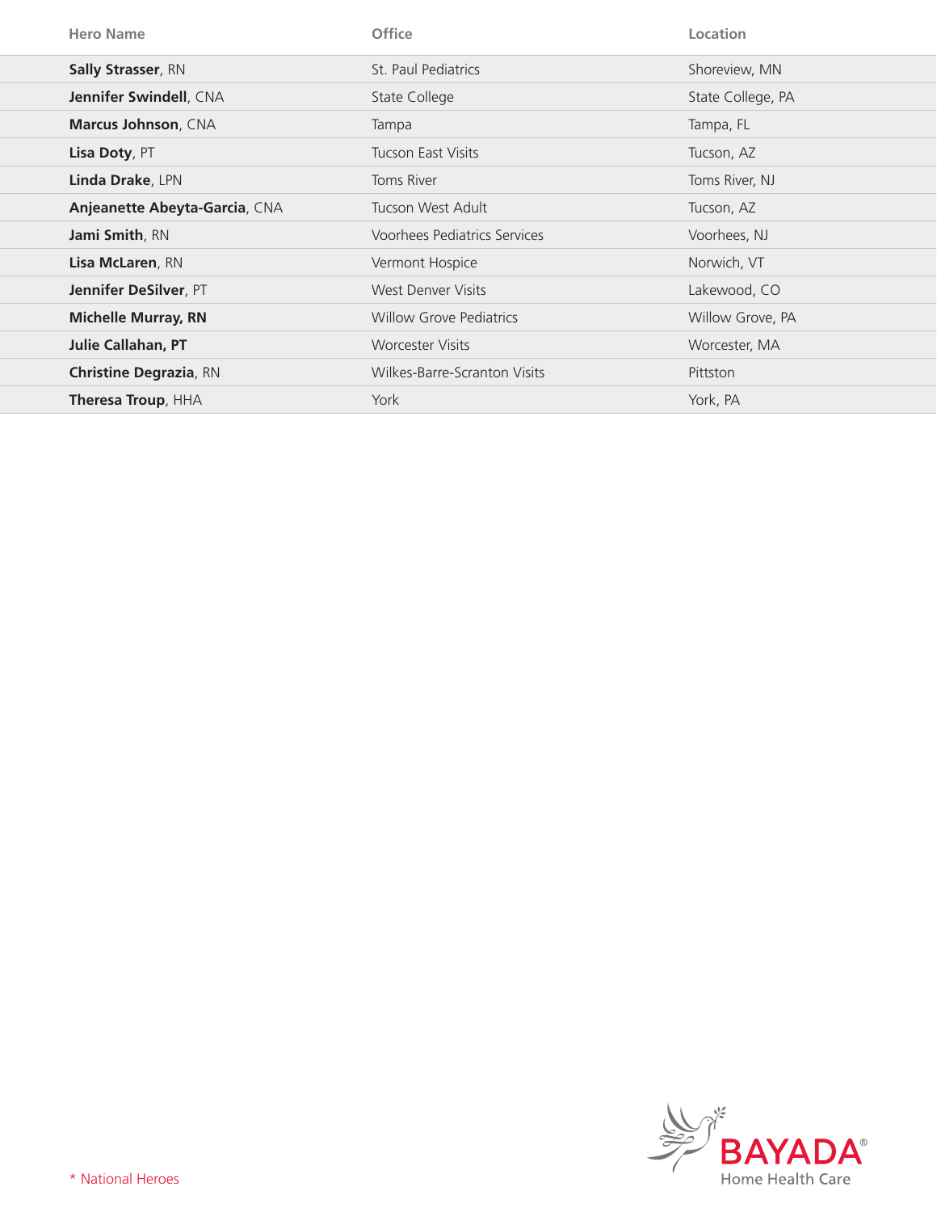| Hero Name | Office | Location |
|---|---|---|
| **Sally Strasser**, RN | St. Paul Pediatrics | Shoreview, MN |
| **Jennifer Swindell**, CNA | State College | State College, PA |
| **Marcus Johnson**, CNA | Tampa | Tampa, FL |
| **Lisa Doty**, PT | Tucson East Visits | Tucson, AZ |
| **Linda Drake**, LPN | Toms River | Toms River, NJ |
| **Anjeanette Abeyta-Garcia**, CNA | Tucson West Adult | Tucson, AZ |
| **Jami Smith**, RN | Voorhees Pediatrics Services | Voorhees, NJ |
| **Lisa McLaren**, RN | Vermont Hospice | Norwich, VT |
| **Jennifer DeSilver**, PT | West Denver Visits | Lakewood, CO |
| **Michelle Murray, RN** | Willow Grove Pediatrics | Willow Grove, PA |
| **Julie Callahan, PT** | Worcester Visits | Worcester, MA |
| **Christine Degrazia**, RN | Wilkes-Barre-Scranton Visits | Pittston |
| **Theresa Troup**, HHA | York | York, PA |

* National Heroes

BAYADA® Home Health Care